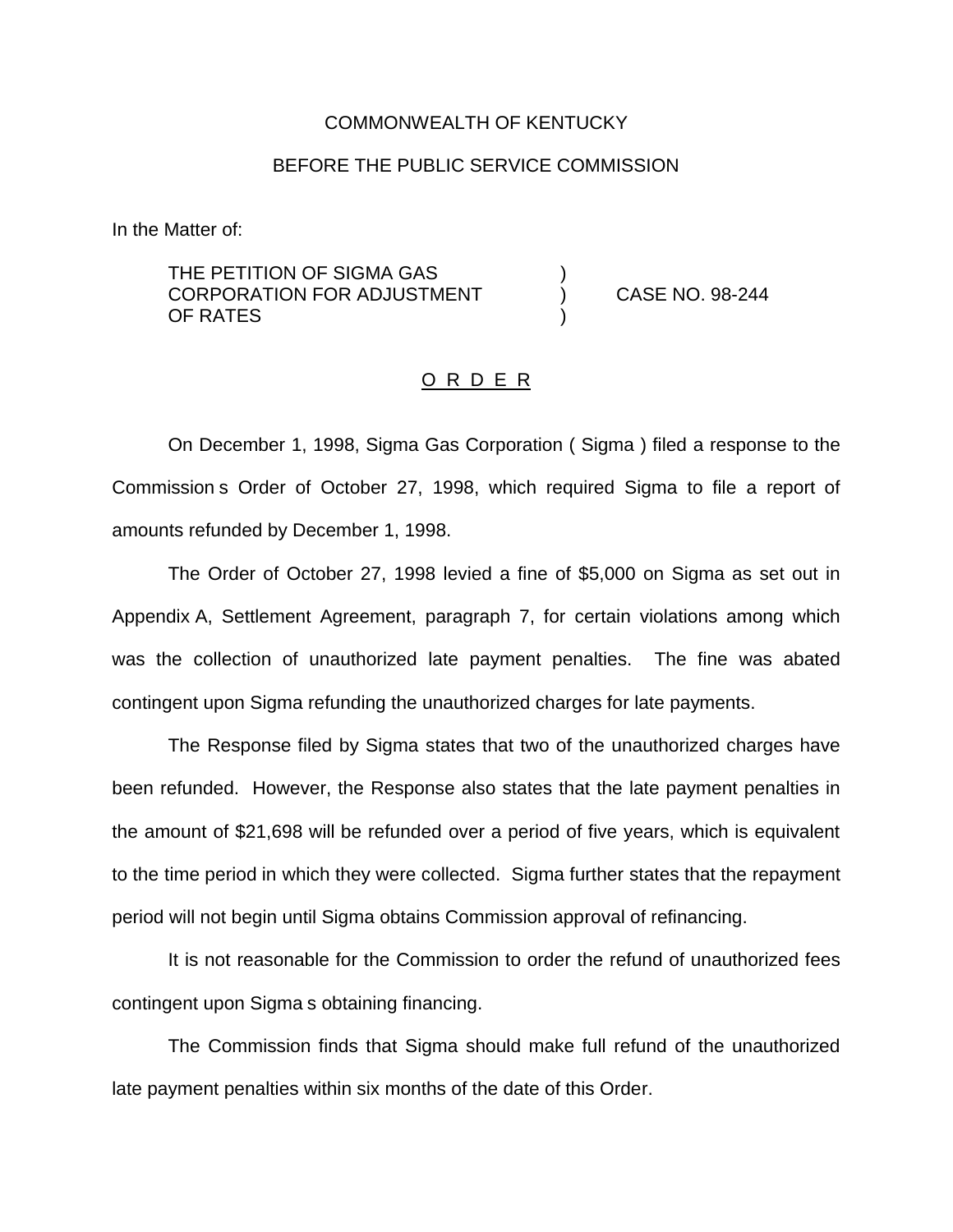COMMONWEALTH OF KENTUCKY

BEFORE THE PUBLIC SERVICE COMMISSION

In the Matter of:

| | | |
|---|---|---|
| THE PETITION OF SIGMA GAS CORPORATION FOR ADJUSTMENT OF RATES | ) ) ) | CASE NO. 98-244 |

O R D E R

On December 1, 1998, Sigma Gas Corporation ( Sigma ) filed a response to the Commission s Order of October 27, 1998, which required Sigma to file a report of amounts refunded by December 1, 1998.

The Order of October 27, 1998 levied a fine of $5,000 on Sigma as set out in Appendix A, Settlement Agreement, paragraph 7, for certain violations among which was the collection of unauthorized late payment penalties. The fine was abated contingent upon Sigma refunding the unauthorized charges for late payments.

The Response filed by Sigma states that two of the unauthorized charges have been refunded. However, the Response also states that the late payment penalties in the amount of $21,698 will be refunded over a period of five years, which is equivalent to the time period in which they were collected. Sigma further states that the repayment period will not begin until Sigma obtains Commission approval of refinancing.

It is not reasonable for the Commission to order the refund of unauthorized fees contingent upon Sigma s obtaining financing.

The Commission finds that Sigma should make full refund of the unauthorized late payment penalties within six months of the date of this Order.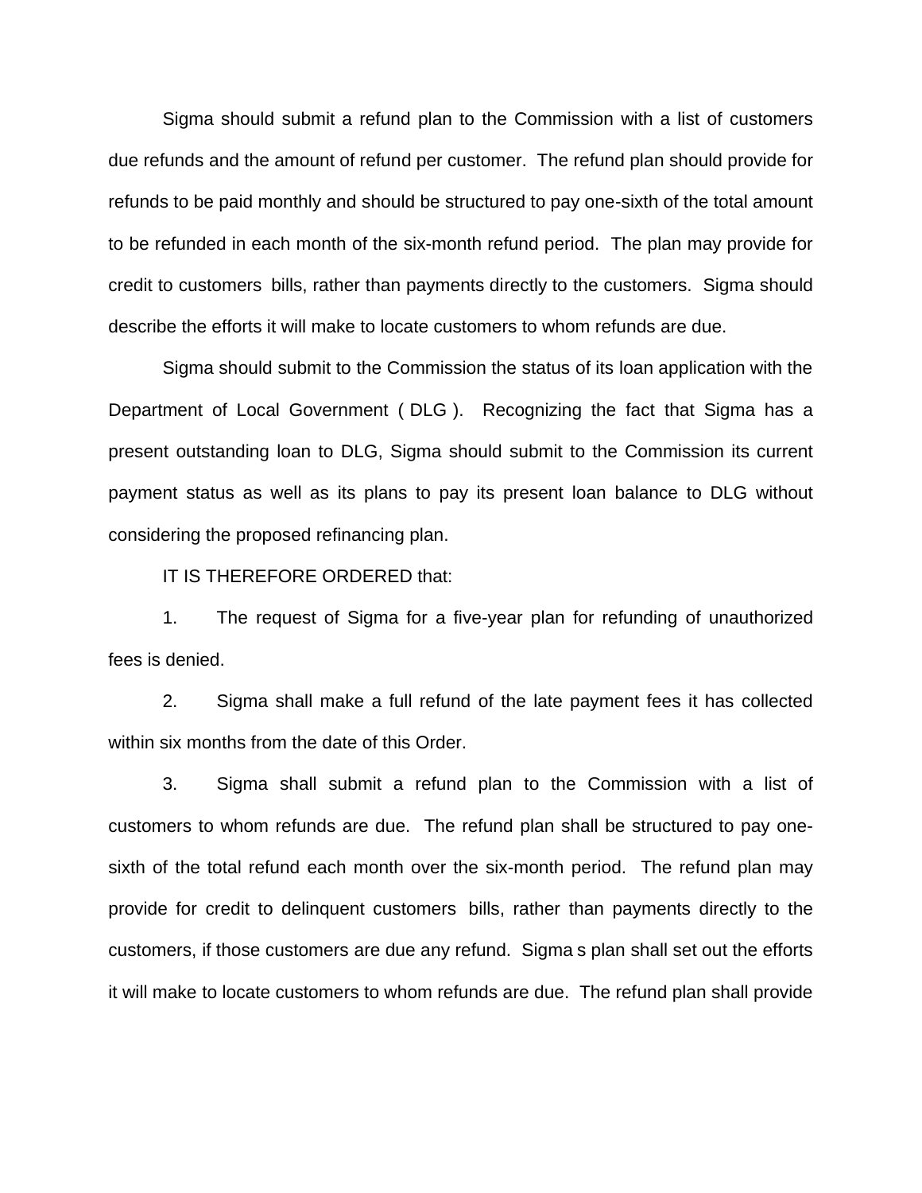Sigma should submit a refund plan to the Commission with a list of customers due refunds and the amount of refund per customer. The refund plan should provide for refunds to be paid monthly and should be structured to pay one-sixth of the total amount to be refunded in each month of the six-month refund period. The plan may provide for credit to customers bills, rather than payments directly to the customers. Sigma should describe the efforts it will make to locate customers to whom refunds are due.

Sigma should submit to the Commission the status of its loan application with the Department of Local Government ( DLG ). Recognizing the fact that Sigma has a present outstanding loan to DLG, Sigma should submit to the Commission its current payment status as well as its plans to pay its present loan balance to DLG without considering the proposed refinancing plan.

IT IS THEREFORE ORDERED that:

1. The request of Sigma for a five-year plan for refunding of unauthorized fees is denied.

2. Sigma shall make a full refund of the late payment fees it has collected within six months from the date of this Order.

3. Sigma shall submit a refund plan to the Commission with a list of customers to whom refunds are due. The refund plan shall be structured to pay one-sixth of the total refund each month over the six-month period. The refund plan may provide for credit to delinquent customers bills, rather than payments directly to the customers, if those customers are due any refund. Sigma s plan shall set out the efforts it will make to locate customers to whom refunds are due. The refund plan shall provide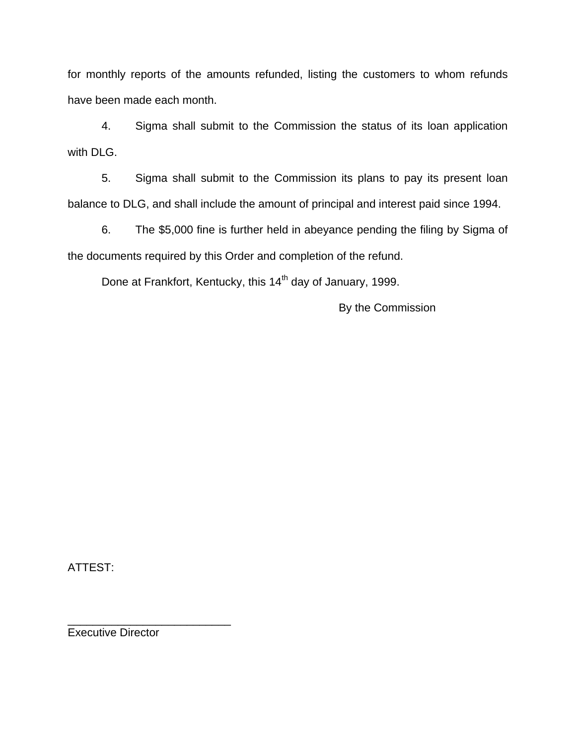for monthly reports of the amounts refunded, listing the customers to whom refunds have been made each month.

4. Sigma shall submit to the Commission the status of its loan application with DLG.

5. Sigma shall submit to the Commission its plans to pay its present loan balance to DLG, and shall include the amount of principal and interest paid since 1994.

6. The $5,000 fine is further held in abeyance pending the filing by Sigma of the documents required by this Order and completion of the refund.

Done at Frankfort, Kentucky, this 14th day of January, 1999.

By the Commission

ATTEST:

___________________________
Executive Director